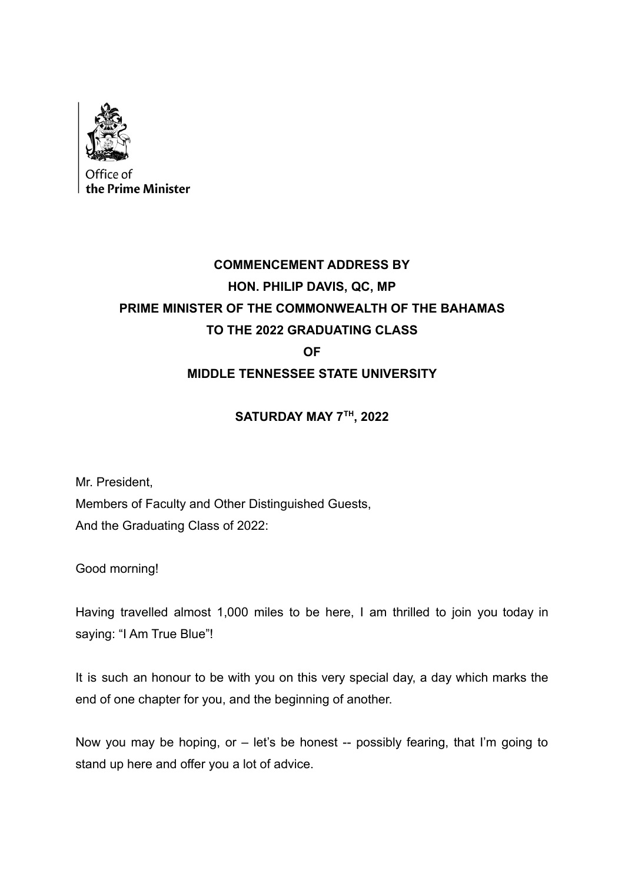Office of
**the Prime Minister**

**COMMENCEMENT ADDRESS BY**
**HON. PHILIP DAVIS, QC, MP**
**PRIME MINISTER OF THE COMMONWEALTH OF THE BAHAMAS**
**TO THE 2022 GRADUATING CLASS**
**OF**
**MIDDLE TENNESSEE STATE UNIVERSITY**

**SATURDAY MAY 7TH, 2022**

Mr. President,
Members of Faculty and Other Distinguished Guests,
And the Graduating Class of 2022:

Good morning!

Having travelled almost 1,000 miles to be here, I am thrilled to join you today in saying: "I Am True Blue"!

It is such an honour to be with you on this very special day, a day which marks the end of one chapter for you, and the beginning of another.

Now you may be hoping, or – let's be honest -- possibly fearing, that I'm going to stand up here and offer you a lot of advice.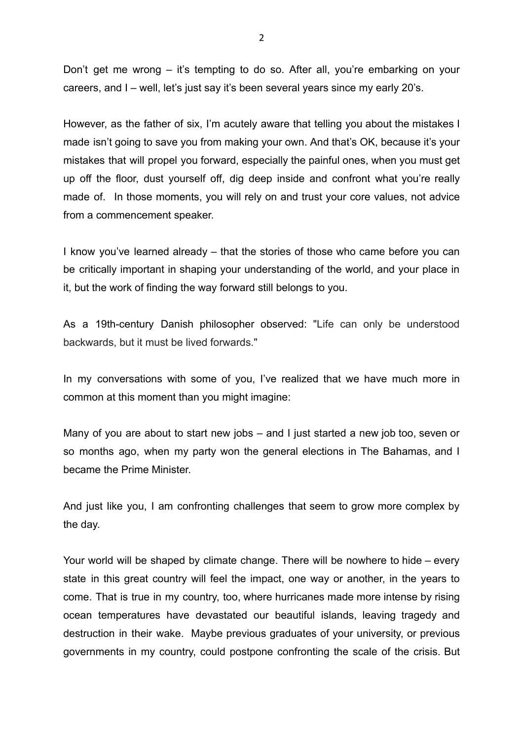Don't get me wrong – it's tempting to do so. After all, you're embarking on your careers, and I – well, let's just say it's been several years since my early 20's.

However, as the father of six, I'm acutely aware that telling you about the mistakes I made isn't going to save you from making your own. And that's OK, because it's your mistakes that will propel you forward, especially the painful ones, when you must get up off the floor, dust yourself off, dig deep inside and confront what you're really made of. In those moments, you will rely on and trust your core values, not advice from a commencement speaker.

I know you've learned already – that the stories of those who came before you can be critically important in shaping your understanding of the world, and your place in it, but the work of finding the way forward still belongs to you.

As a 19th-century Danish philosopher observed: "Life can only be understood backwards, but it must be lived forwards."

In my conversations with some of you, I've realized that we have much more in common at this moment than you might imagine:

Many of you are about to start new jobs – and I just started a new job too, seven or so months ago, when my party won the general elections in The Bahamas, and I became the Prime Minister.

And just like you, I am confronting challenges that seem to grow more complex by the day.

Your world will be shaped by climate change. There will be nowhere to hide – every state in this great country will feel the impact, one way or another, in the years to come. That is true in my country, too, where hurricanes made more intense by rising ocean temperatures have devastated our beautiful islands, leaving tragedy and destruction in their wake. Maybe previous graduates of your university, or previous governments in my country, could postpone confronting the scale of the crisis. But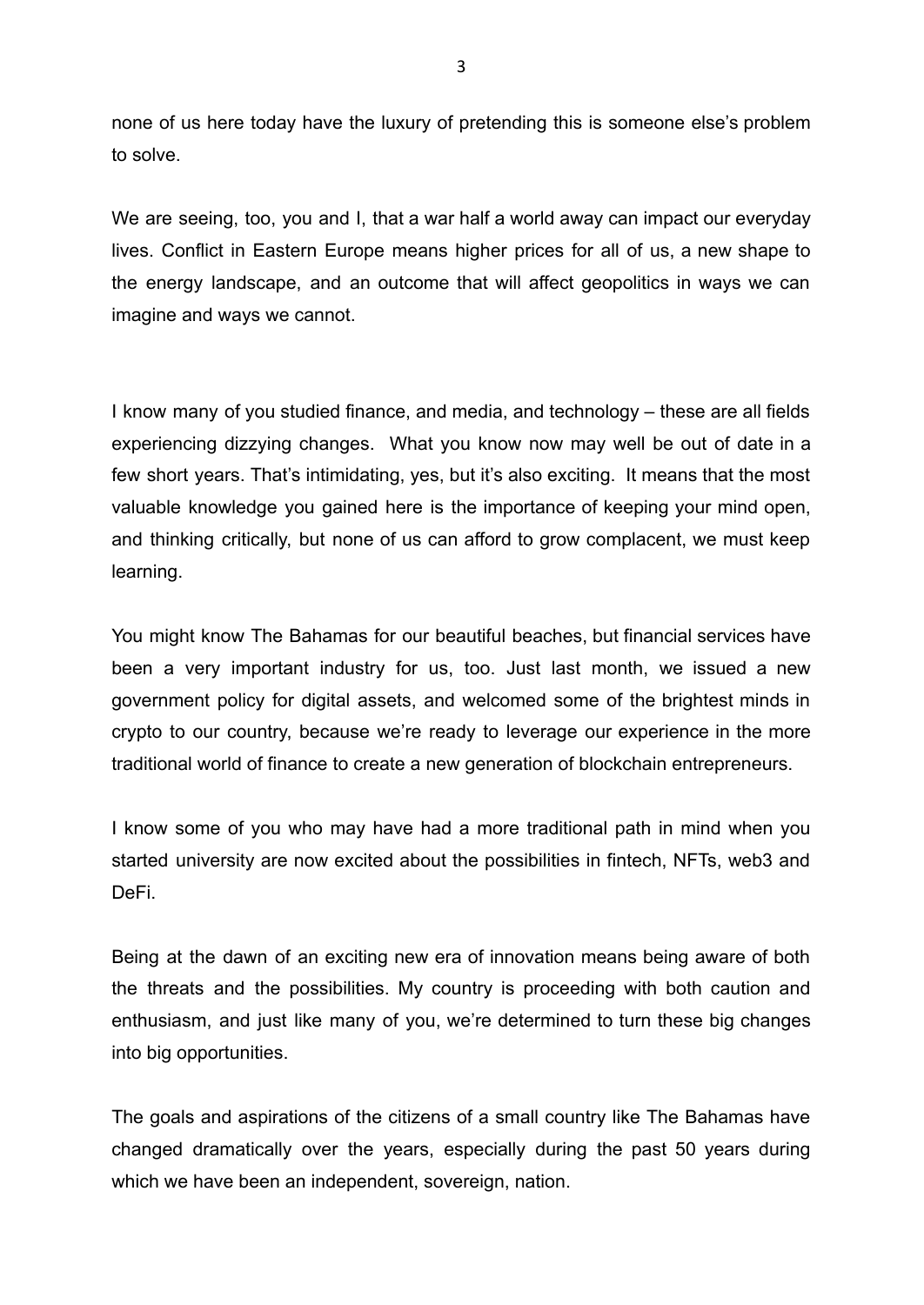none of us here today have the luxury of pretending this is someone else's problem to solve.

We are seeing, too, you and I, that a war half a world away can impact our everyday lives. Conflict in Eastern Europe means higher prices for all of us, a new shape to the energy landscape, and an outcome that will affect geopolitics in ways we can imagine and ways we cannot.

I know many of you studied finance, and media, and technology – these are all fields experiencing dizzying changes. What you know now may well be out of date in a few short years. That's intimidating, yes, but it's also exciting. It means that the most valuable knowledge you gained here is the importance of keeping your mind open, and thinking critically, but none of us can afford to grow complacent, we must keep learning.

You might know The Bahamas for our beautiful beaches, but financial services have been a very important industry for us, too. Just last month, we issued a new government policy for digital assets, and welcomed some of the brightest minds in crypto to our country, because we're ready to leverage our experience in the more traditional world of finance to create a new generation of blockchain entrepreneurs.

I know some of you who may have had a more traditional path in mind when you started university are now excited about the possibilities in fintech, NFTs, web3 and DeFi.

Being at the dawn of an exciting new era of innovation means being aware of both the threats and the possibilities. My country is proceeding with both caution and enthusiasm, and just like many of you, we're determined to turn these big changes into big opportunities.

The goals and aspirations of the citizens of a small country like The Bahamas have changed dramatically over the years, especially during the past 50 years during which we have been an independent, sovereign, nation.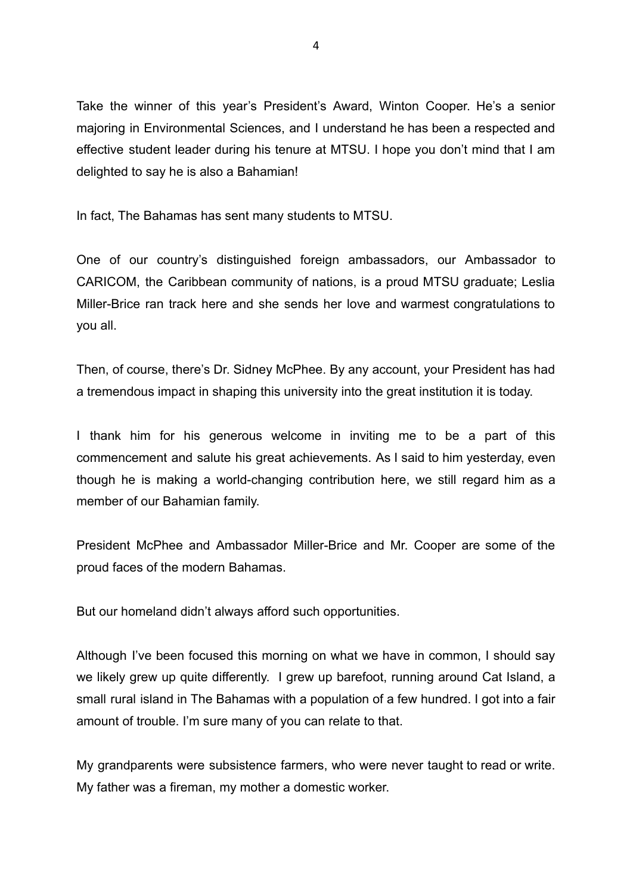Take the winner of this year's President's Award, Winton Cooper. He's a senior majoring in Environmental Sciences, and I understand he has been a respected and effective student leader during his tenure at MTSU. I hope you don't mind that I am delighted to say he is also a Bahamian!

In fact, The Bahamas has sent many students to MTSU.

One of our country's distinguished foreign ambassadors, our Ambassador to CARICOM, the Caribbean community of nations, is a proud MTSU graduate; Leslia Miller-Brice ran track here and she sends her love and warmest congratulations to you all.

Then, of course, there's Dr. Sidney McPhee. By any account, your President has had a tremendous impact in shaping this university into the great institution it is today.

I thank him for his generous welcome in inviting me to be a part of this commencement and salute his great achievements. As I said to him yesterday, even though he is making a world-changing contribution here, we still regard him as a member of our Bahamian family.

President McPhee and Ambassador Miller-Brice and Mr. Cooper are some of the proud faces of the modern Bahamas.

But our homeland didn't always afford such opportunities.

Although I've been focused this morning on what we have in common, I should say we likely grew up quite differently. I grew up barefoot, running around Cat Island, a small rural island in The Bahamas with a population of a few hundred. I got into a fair amount of trouble. I'm sure many of you can relate to that.

My grandparents were subsistence farmers, who were never taught to read or write. My father was a fireman, my mother a domestic worker.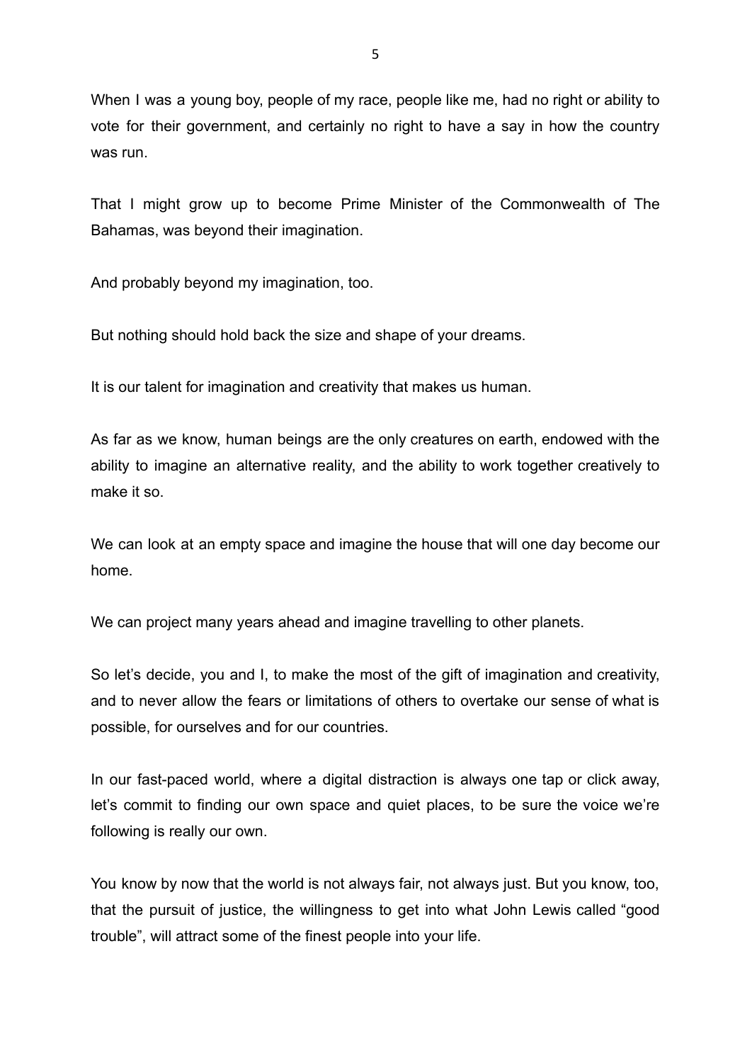When I was a young boy, people of my race, people like me, had no right or ability to vote for their government, and certainly no right to have a say in how the country was run.

That I might grow up to become Prime Minister of the Commonwealth of The Bahamas, was beyond their imagination.

And probably beyond my imagination, too.

But nothing should hold back the size and shape of your dreams.

It is our talent for imagination and creativity that makes us human.

As far as we know, human beings are the only creatures on earth, endowed with the ability to imagine an alternative reality, and the ability to work together creatively to make it so.

We can look at an empty space and imagine the house that will one day become our home.

We can project many years ahead and imagine travelling to other planets.

So let's decide, you and I, to make the most of the gift of imagination and creativity, and to never allow the fears or limitations of others to overtake our sense of what is possible, for ourselves and for our countries.

In our fast-paced world, where a digital distraction is always one tap or click away, let's commit to finding our own space and quiet places, to be sure the voice we're following is really our own.

You know by now that the world is not always fair, not always just. But you know, too, that the pursuit of justice, the willingness to get into what John Lewis called "good trouble", will attract some of the finest people into your life.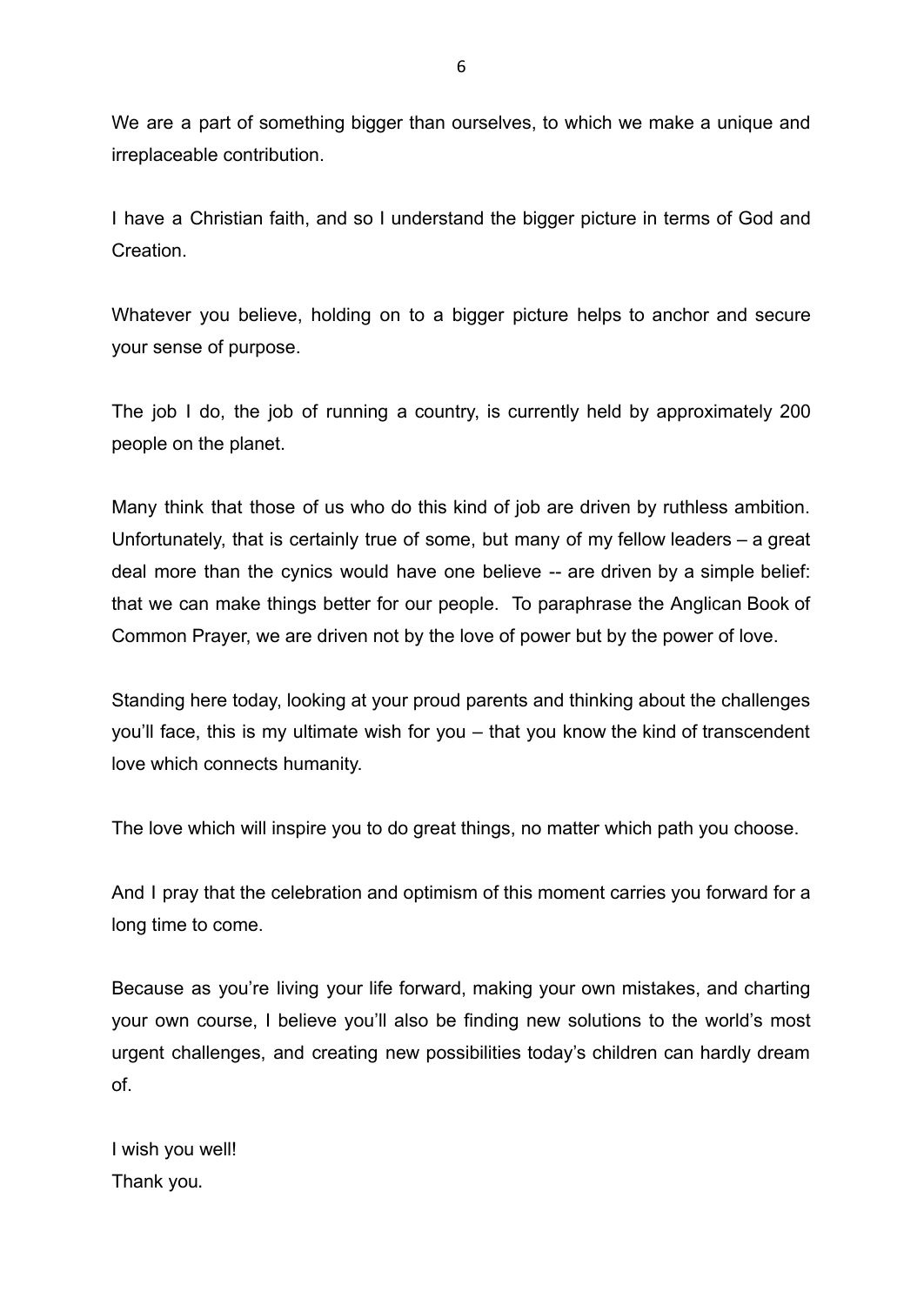We are a part of something bigger than ourselves, to which we make a unique and irreplaceable contribution.

I have a Christian faith, and so I understand the bigger picture in terms of God and Creation.

Whatever you believe, holding on to a bigger picture helps to anchor and secure your sense of purpose.

The job I do, the job of running a country, is currently held by approximately 200 people on the planet.

Many think that those of us who do this kind of job are driven by ruthless ambition. Unfortunately, that is certainly true of some, but many of my fellow leaders – a great deal more than the cynics would have one believe -- are driven by a simple belief: that we can make things better for our people. To paraphrase the Anglican Book of Common Prayer, we are driven not by the love of power but by the power of love.

Standing here today, looking at your proud parents and thinking about the challenges you'll face, this is my ultimate wish for you – that you know the kind of transcendent love which connects humanity.

The love which will inspire you to do great things, no matter which path you choose.

And I pray that the celebration and optimism of this moment carries you forward for a long time to come.

Because as you're living your life forward, making your own mistakes, and charting your own course, I believe you'll also be finding new solutions to the world's most urgent challenges, and creating new possibilities today's children can hardly dream of.

I wish you well!
Thank you.